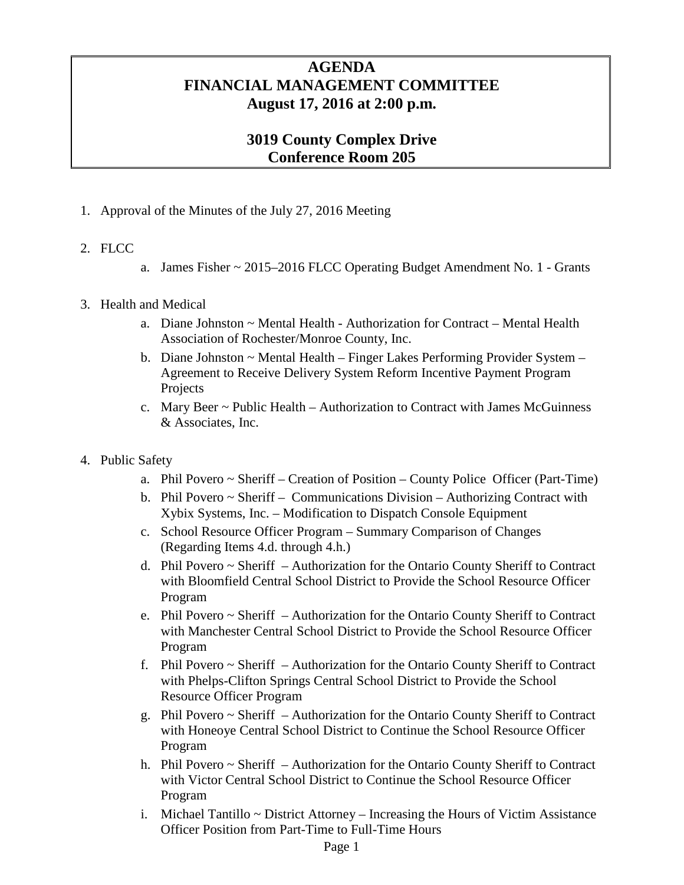# AGENDA
# FINANCIAL MANAGEMENT COMMITTEE
# August 17, 2016 at 2:00 p.m.

## 3019 County Complex Drive
## Conference Room 205

1. Approval of the Minutes of the July 27, 2016 Meeting

2. FLCC
   a. James Fisher ~ 2015–2016 FLCC Operating Budget Amendment No. 1 - Grants

3. Health and Medical
   a. Diane Johnston ~ Mental Health - Authorization for Contract – Mental Health Association of Rochester/Monroe County, Inc.
   b. Diane Johnston ~ Mental Health – Finger Lakes Performing Provider System – Agreement to Receive Delivery System Reform Incentive Payment Program Projects
   c. Mary Beer ~ Public Health – Authorization to Contract with James McGuinness & Associates, Inc.

4. Public Safety
   a. Phil Povero ~ Sheriff – Creation of Position – County Police Officer (Part-Time)
   b. Phil Povero ~ Sheriff – Communications Division – Authorizing Contract with Xybix Systems, Inc. – Modification to Dispatch Console Equipment
   c. School Resource Officer Program – Summary Comparison of Changes (Regarding Items 4.d. through 4.h.)
   d. Phil Povero ~ Sheriff – Authorization for the Ontario County Sheriff to Contract with Bloomfield Central School District to Provide the School Resource Officer Program
   e. Phil Povero ~ Sheriff – Authorization for the Ontario County Sheriff to Contract with Manchester Central School District to Provide the School Resource Officer Program
   f. Phil Povero ~ Sheriff – Authorization for the Ontario County Sheriff to Contract with Phelps-Clifton Springs Central School District to Provide the School Resource Officer Program
   g. Phil Povero ~ Sheriff – Authorization for the Ontario County Sheriff to Contract with Honeoye Central School District to Continue the School Resource Officer Program
   h. Phil Povero ~ Sheriff – Authorization for the Ontario County Sheriff to Contract with Victor Central School District to Continue the School Resource Officer Program
   i. Michael Tantillo ~ District Attorney – Increasing the Hours of Victim Assistance Officer Position from Part-Time to Full-Time Hours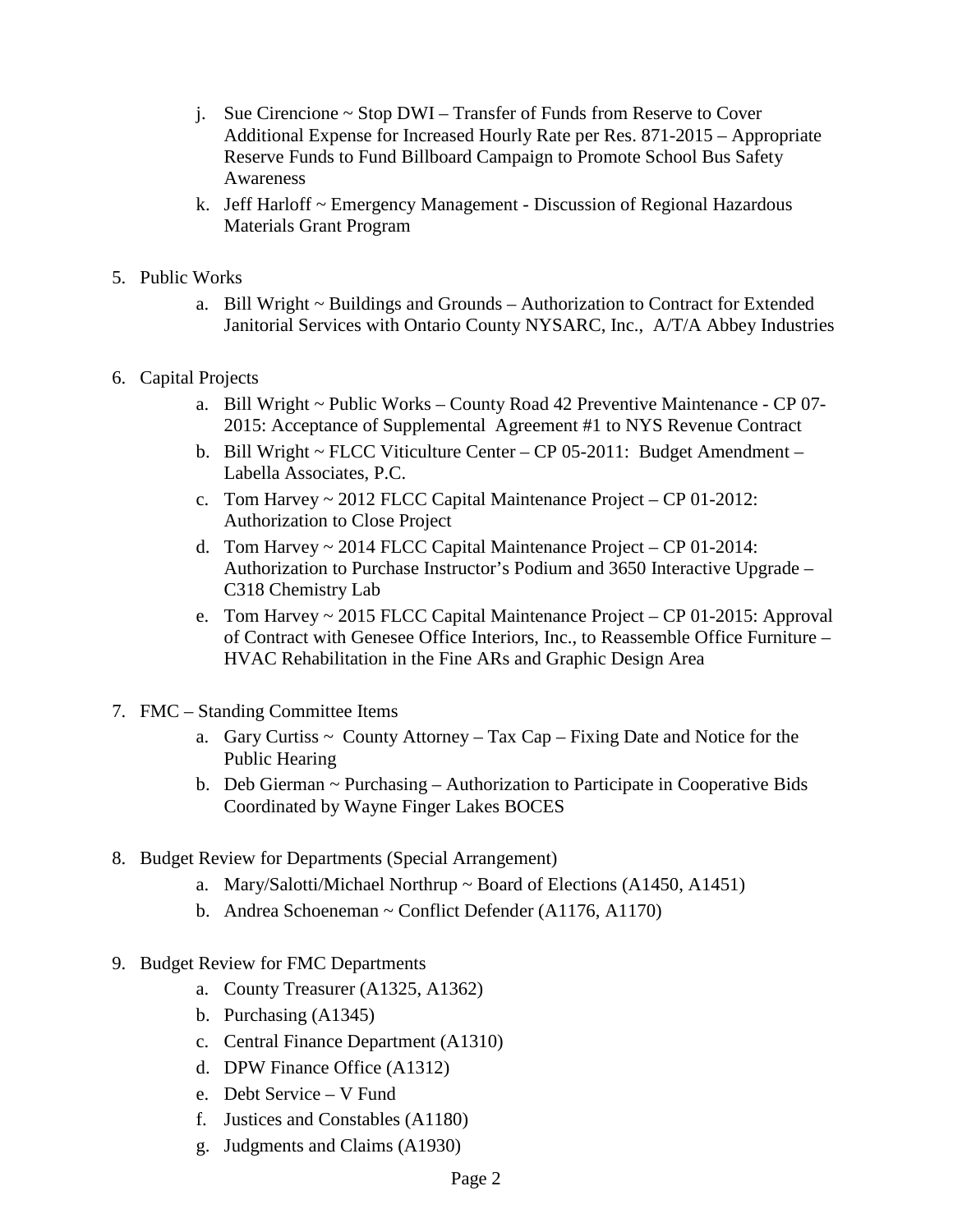j. Sue Cirencione ~ Stop DWI – Transfer of Funds from Reserve to Cover Additional Expense for Increased Hourly Rate per Res. 871-2015 – Appropriate Reserve Funds to Fund Billboard Campaign to Promote School Bus Safety Awareness
   k. Jeff Harloff ~ Emergency Management - Discussion of Regional Hazardous Materials Grant Program

5. Public Works
   a. Bill Wright ~ Buildings and Grounds – Authorization to Contract for Extended Janitorial Services with Ontario County NYSARC, Inc., A/T/A Abbey Industries

6. Capital Projects
   a. Bill Wright ~ Public Works – County Road 42 Preventive Maintenance - CP 07-2015: Acceptance of Supplemental Agreement #1 to NYS Revenue Contract
   b. Bill Wright ~ FLCC Viticulture Center – CP 05-2011: Budget Amendment – Labella Associates, P.C.
   c. Tom Harvey ~ 2012 FLCC Capital Maintenance Project – CP 01-2012: Authorization to Close Project
   d. Tom Harvey ~ 2014 FLCC Capital Maintenance Project – CP 01-2014: Authorization to Purchase Instructor's Podium and 3650 Interactive Upgrade – C318 Chemistry Lab
   e. Tom Harvey ~ 2015 FLCC Capital Maintenance Project – CP 01-2015: Approval of Contract with Genesee Office Interiors, Inc., to Reassemble Office Furniture – HVAC Rehabilitation in the Fine ARs and Graphic Design Area

7. FMC – Standing Committee Items
   a. Gary Curtiss ~ County Attorney – Tax Cap – Fixing Date and Notice for the Public Hearing
   b. Deb Gierman ~ Purchasing – Authorization to Participate in Cooperative Bids Coordinated by Wayne Finger Lakes BOCES

8. Budget Review for Departments (Special Arrangement)
   a. Mary/Salotti/Michael Northrup ~ Board of Elections (A1450, A1451)
   b. Andrea Schoeneman ~ Conflict Defender (A1176, A1170)

9. Budget Review for FMC Departments
   a. County Treasurer (A1325, A1362)
   b. Purchasing (A1345)
   c. Central Finance Department (A1310)
   d. DPW Finance Office (A1312)
   e. Debt Service – V Fund
   f. Justices and Constables (A1180)
   g. Judgments and Claims (A1930)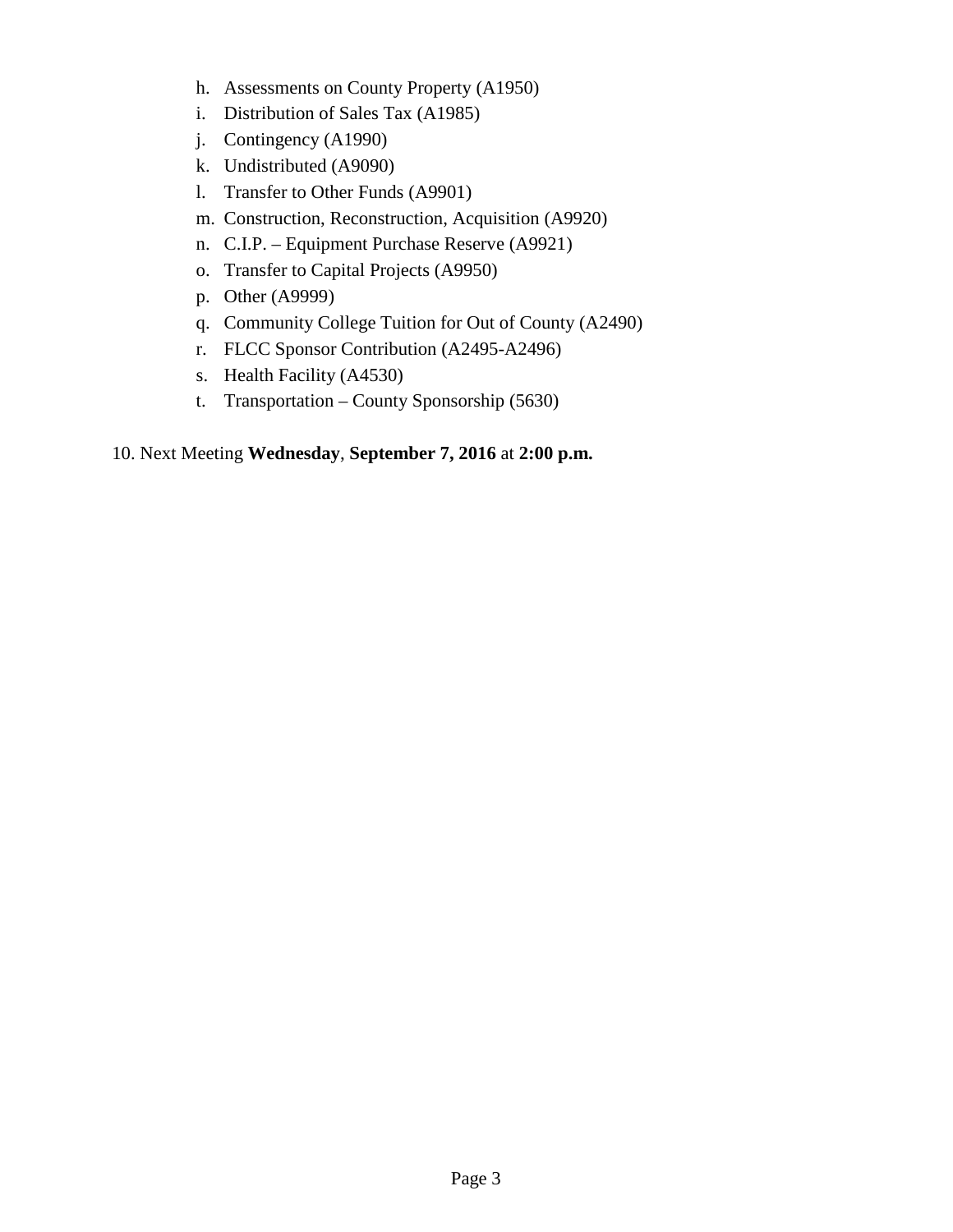h. Assessments on County Property (A1950)
i. Distribution of Sales Tax (A1985)
j. Contingency (A1990)
k. Undistributed (A9090)
l. Transfer to Other Funds (A9901)
m. Construction, Reconstruction, Acquisition (A9920)
n. C.I.P. – Equipment Purchase Reserve (A9921)
o. Transfer to Capital Projects (A9950)
p. Other (A9999)
q. Community College Tuition for Out of County (A2490)
r. FLCC Sponsor Contribution (A2495-A2496)
s. Health Facility (A4530)
t. Transportation – County Sponsorship (5630)

10. Next Meeting **Wednesday**, **September 7, 2016** at **2:00 p.m.**